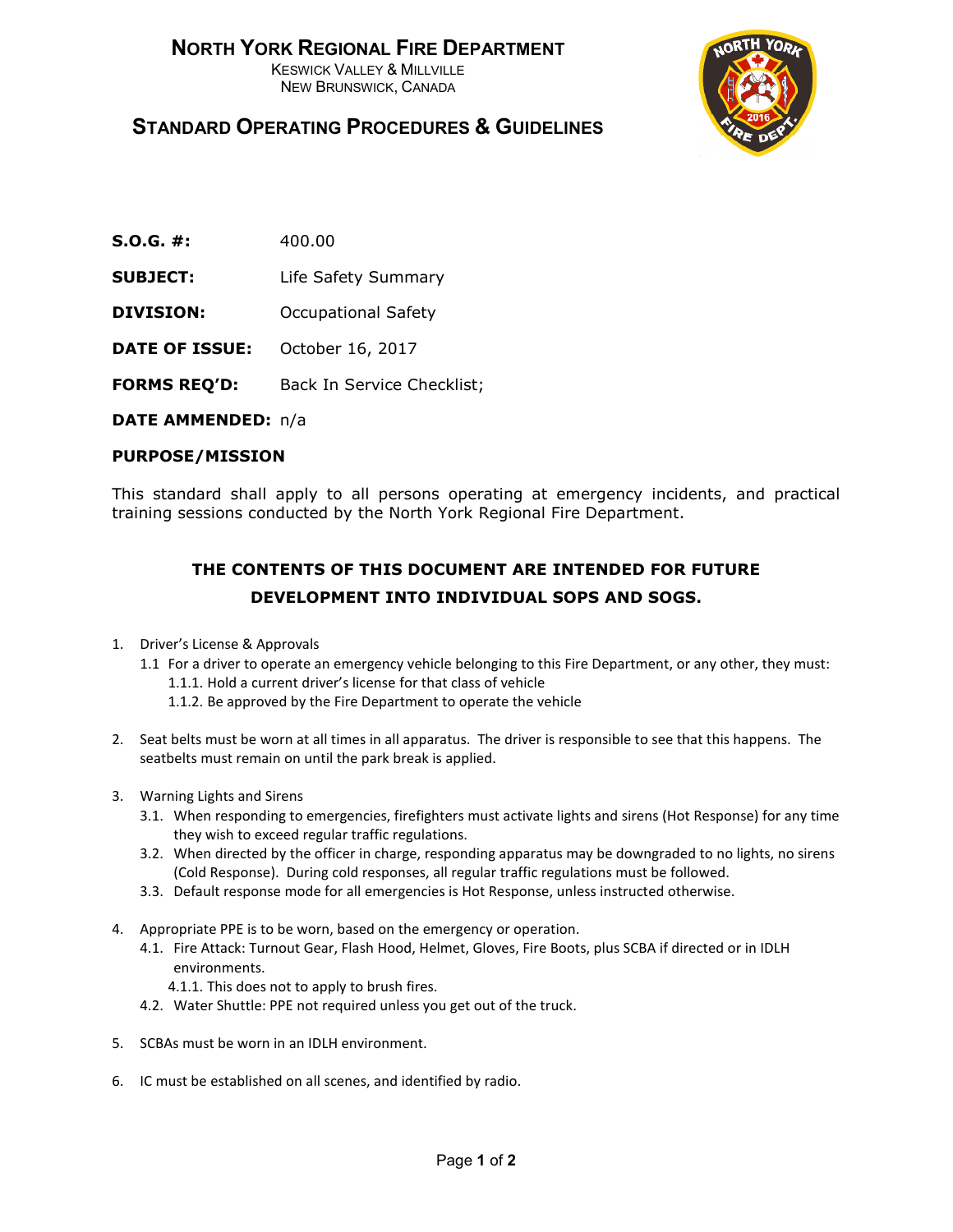# North York Regional Fire Department

Keswick Valley & Millville
New Brunswick, Canada

## Standard Operating Procedures & Guidelines

**S.O.G. #:** 400.00

**SUBJECT:** Life Safety Summary

**DIVISION:** Occupational Safety

**DATE OF ISSUE:** October 16, 2017

**FORMS REQ'D:** Back In Service Checklist;

**DATE AMMENDED:** n/a

**PURPOSE/MISSION**

This standard shall apply to all persons operating at emergency incidents, and practical training sessions conducted by the North York Regional Fire Department.

**THE CONTENTS OF THIS DOCUMENT ARE INTENDED FOR FUTURE DEVELOPMENT INTO INDIVIDUAL SOPS AND SOGS.**

1. Driver's License & Approvals
   - 1.1 For a driver to operate an emergency vehicle belonging to this Fire Department, or any other, they must:
     - 1.1.1. Hold a current driver's license for that class of vehicle
     - 1.1.2. Be approved by the Fire Department to operate the vehicle

2. Seat belts must be worn at all times in all apparatus. The driver is responsible to see that this happens. The seatbelts must remain on until the park break is applied.

3. Warning Lights and Sirens
   - 3.1. When responding to emergencies, firefighters must activate lights and sirens (Hot Response) for any time they wish to exceed regular traffic regulations.
   - 3.2. When directed by the officer in charge, responding apparatus may be downgraded to no lights, no sirens (Cold Response). During cold responses, all regular traffic regulations must be followed.
   - 3.3. Default response mode for all emergencies is Hot Response, unless instructed otherwise.

4. Appropriate PPE is to be worn, based on the emergency or operation.
   - 4.1. Fire Attack: Turnout Gear, Flash Hood, Helmet, Gloves, Fire Boots, plus SCBA if directed or in IDLH environments.
     - 4.1.1. This does not to apply to brush fires.
   - 4.2. Water Shuttle: PPE not required unless you get out of the truck.

5. SCBAs must be worn in an IDLH environment.

6. IC must be established on all scenes, and identified by radio.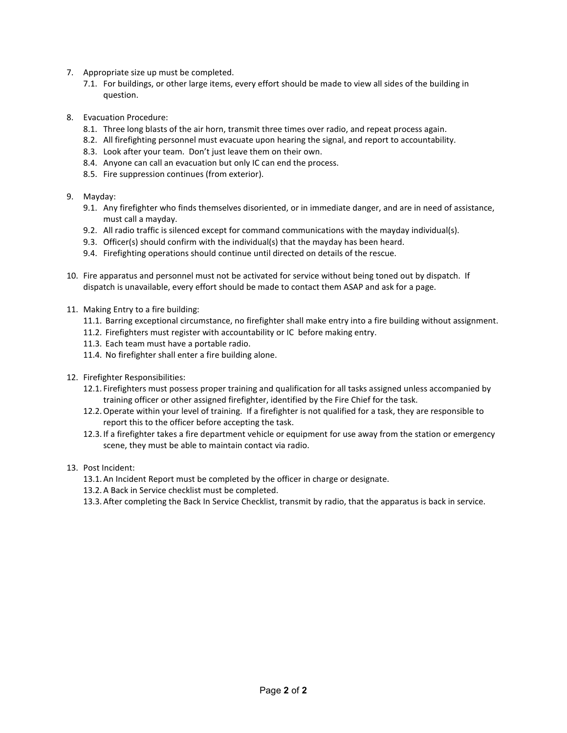7. Appropriate size up must be completed.
   7.1. For buildings, or other large items, every effort should be made to view all sides of the building in question.

8. Evacuation Procedure:
   8.1. Three long blasts of the air horn, transmit three times over radio, and repeat process again.
   8.2. All firefighting personnel must evacuate upon hearing the signal, and report to accountability.
   8.3. Look after your team. Don't just leave them on their own.
   8.4. Anyone can call an evacuation but only IC can end the process.
   8.5. Fire suppression continues (from exterior).

9. Mayday:
   9.1. Any firefighter who finds themselves disoriented, or in immediate danger, and are in need of assistance, must call a mayday.
   9.2. All radio traffic is silenced except for command communications with the mayday individual(s).
   9.3. Officer(s) should confirm with the individual(s) that the mayday has been heard.
   9.4. Firefighting operations should continue until directed on details of the rescue.

10. Fire apparatus and personnel must not be activated for service without being toned out by dispatch. If dispatch is unavailable, every effort should be made to contact them ASAP and ask for a page.

11. Making Entry to a fire building:
    11.1. Barring exceptional circumstance, no firefighter shall make entry into a fire building without assignment.
    11.2. Firefighters must register with accountability or IC before making entry.
    11.3. Each team must have a portable radio.
    11.4. No firefighter shall enter a fire building alone.

12. Firefighter Responsibilities:
    12.1. Firefighters must possess proper training and qualification for all tasks assigned unless accompanied by training officer or other assigned firefighter, identified by the Fire Chief for the task.
    12.2. Operate within your level of training. If a firefighter is not qualified for a task, they are responsible to report this to the officer before accepting the task.
    12.3. If a firefighter takes a fire department vehicle or equipment for use away from the station or emergency scene, they must be able to maintain contact via radio.

13. Post Incident:
    13.1. An Incident Report must be completed by the officer in charge or designate.
    13.2. A Back in Service checklist must be completed.
    13.3. After completing the Back In Service Checklist, transmit by radio, that the apparatus is back in service.